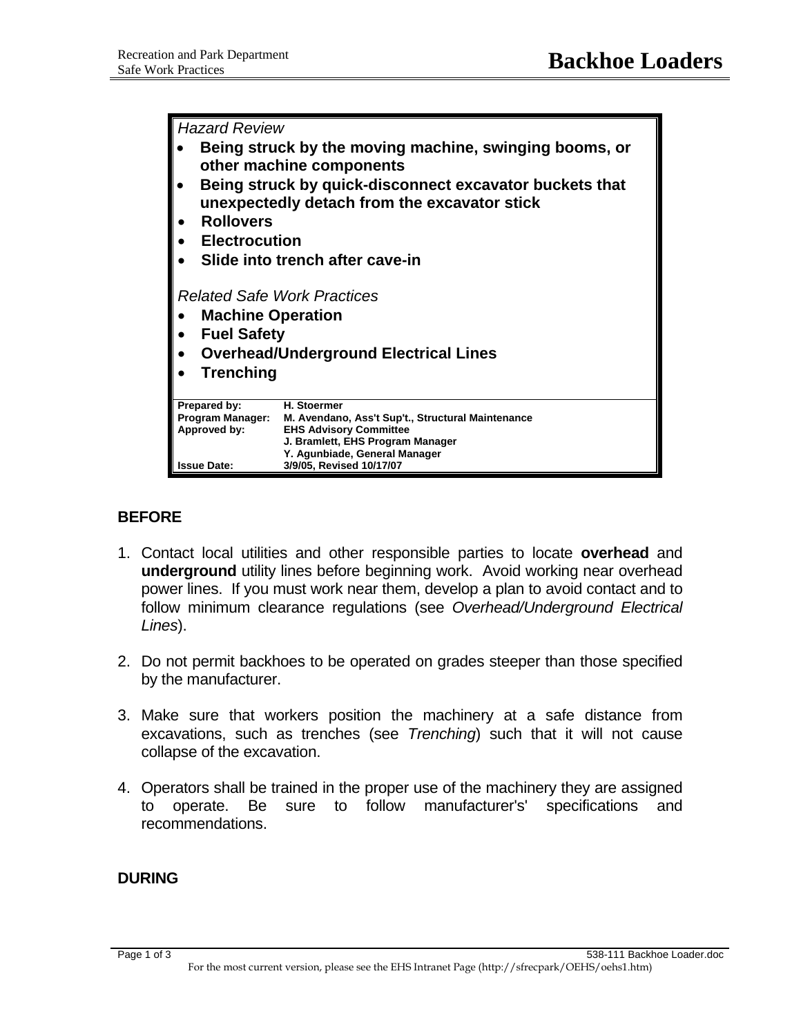# Backhoe Loaders

*Hazard Review*

- **Being struck by the moving machine, swinging booms, or other machine components**
- **Being struck by quick-disconnect excavator buckets that unexpectedly detach from the excavator stick**
- **Rollovers**
- **Electrocution**
- **Slide into trench after cave-in**

*Related Safe Work Practices*

- **Machine Operation**
- **Fuel Safety**
- **Overhead/Underground Electrical Lines**
- **Trenching**

| | |
|---|---|
| **Prepared by:** | **H. Stoermer** |
| **Program Manager:** | **M. Avendano, Ass't Sup't., Structural Maintenance** |
| **Approved by:** | **EHS Advisory Committee**<br>**J. Bramlett, EHS Program Manager**<br>**Y. Agunbiade, General Manager** |
| **Issue Date:** | **3/9/05, Revised 10/17/07** |

## BEFORE

1. Contact local utilities and other responsible parties to locate **overhead** and **underground** utility lines before beginning work. Avoid working near overhead power lines. If you must work near them, develop a plan to avoid contact and to follow minimum clearance regulations (see *Overhead/Underground Electrical Lines*).

2. Do not permit backhoes to be operated on grades steeper than those specified by the manufacturer.

3. Make sure that workers position the machinery at a safe distance from excavations, such as trenches (see *Trenching*) such that it will not cause collapse of the excavation.

4. Operators shall be trained in the proper use of the machinery they are assigned to operate. Be sure to follow manufacturer's' specifications and recommendations.

## DURING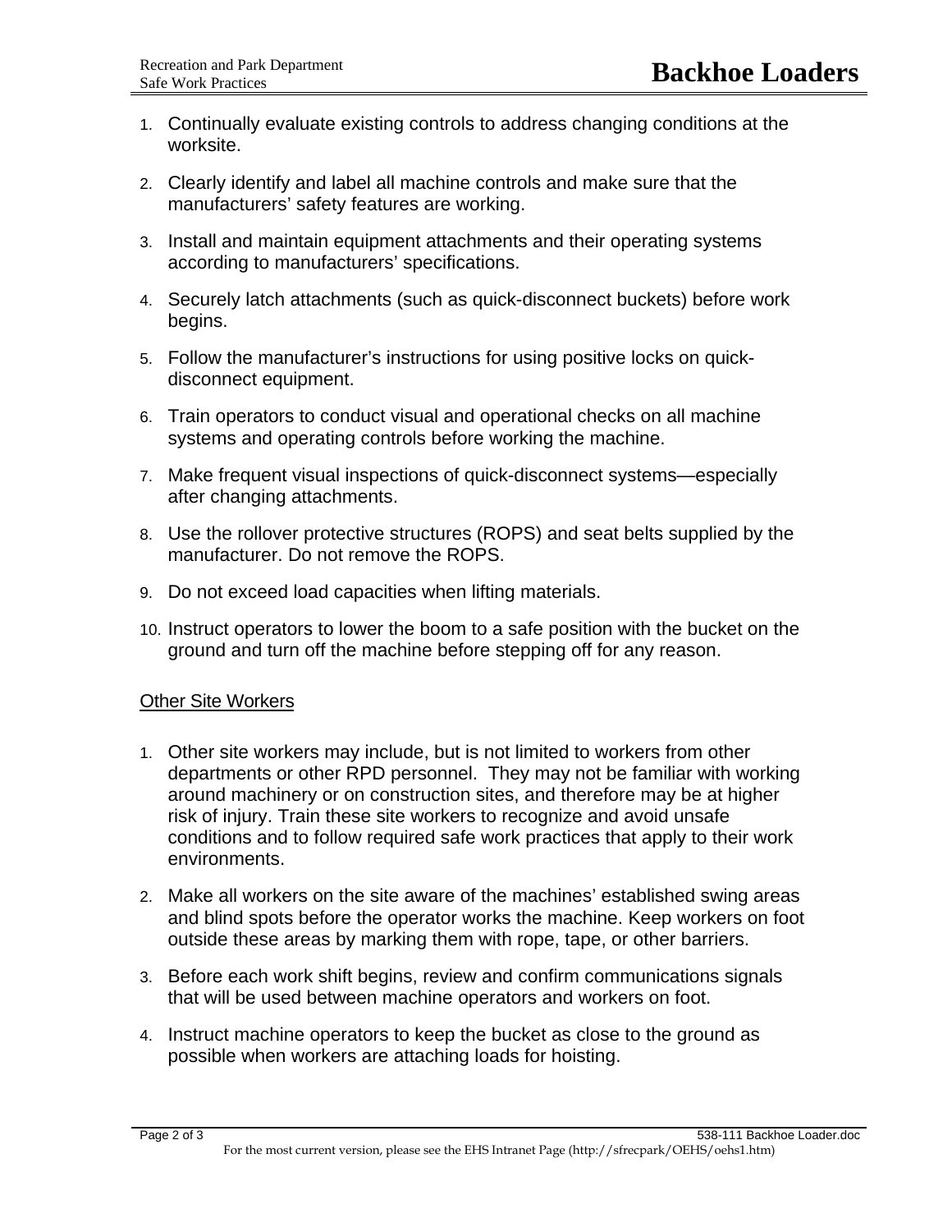1. Continually evaluate existing controls to address changing conditions at the worksite.
2. Clearly identify and label all machine controls and make sure that the manufacturers' safety features are working.
3. Install and maintain equipment attachments and their operating systems according to manufacturers' specifications.
4. Securely latch attachments (such as quick-disconnect buckets) before work begins.
5. Follow the manufacturer's instructions for using positive locks on quick-disconnect equipment.
6. Train operators to conduct visual and operational checks on all machine systems and operating controls before working the machine.
7. Make frequent visual inspections of quick-disconnect systems—especially after changing attachments.
8. Use the rollover protective structures (ROPS) and seat belts supplied by the manufacturer. Do not remove the ROPS.
9. Do not exceed load capacities when lifting materials.
10. Instruct operators to lower the boom to a safe position with the bucket on the ground and turn off the machine before stepping off for any reason.

<u>Other Site Workers</u>

1. Other site workers may include, but is not limited to workers from other departments or other RPD personnel. They may not be familiar with working around machinery or on construction sites, and therefore may be at higher risk of injury. Train these site workers to recognize and avoid unsafe conditions and to follow required safe work practices that apply to their work environments.
2. Make all workers on the site aware of the machines' established swing areas and blind spots before the operator works the machine. Keep workers on foot outside these areas by marking them with rope, tape, or other barriers.
3. Before each work shift begins, review and confirm communications signals that will be used between machine operators and workers on foot.
4. Instruct machine operators to keep the bucket as close to the ground as possible when workers are attaching loads for hoisting.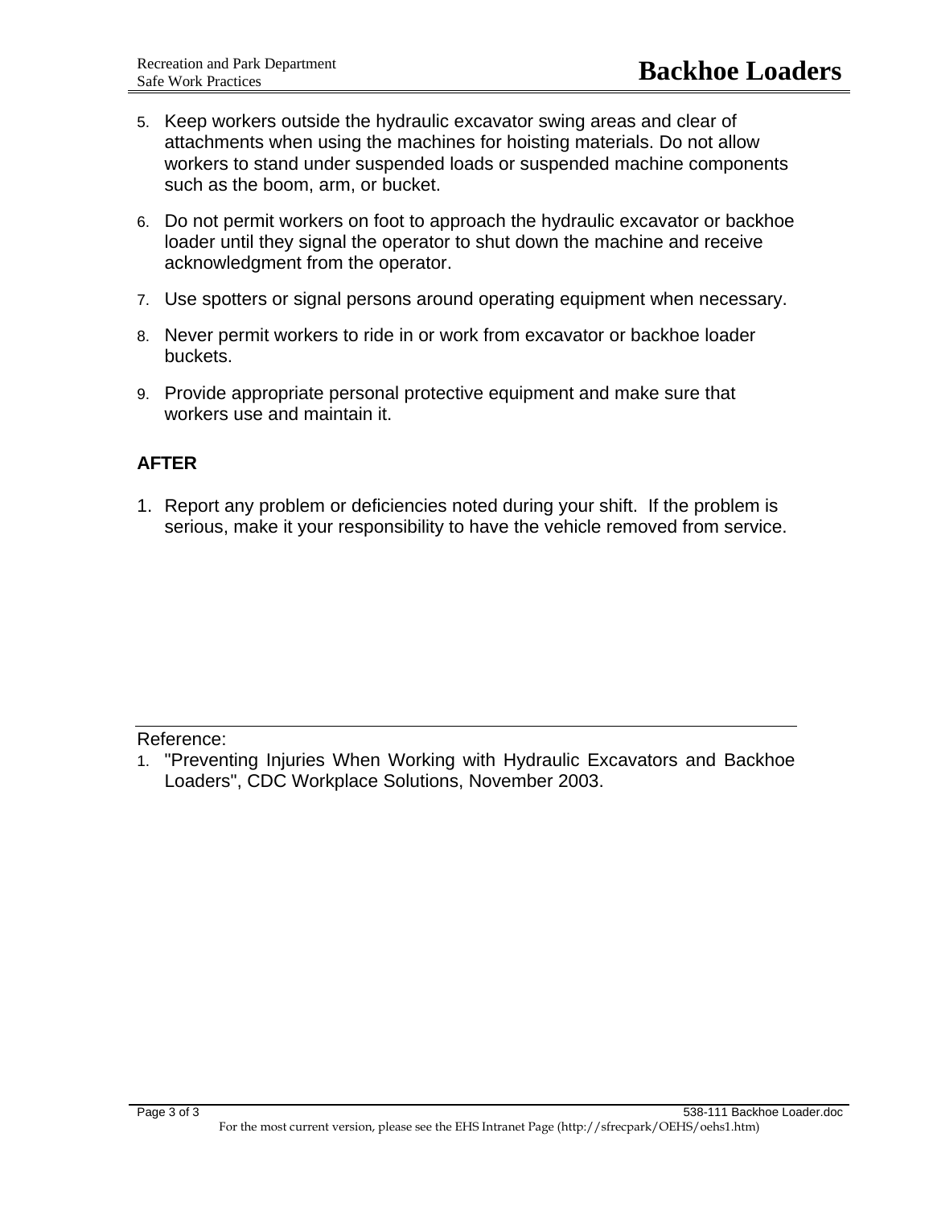5. Keep workers outside the hydraulic excavator swing areas and clear of attachments when using the machines for hoisting materials. Do not allow workers to stand under suspended loads or suspended machine components such as the boom, arm, or bucket.
6. Do not permit workers on foot to approach the hydraulic excavator or backhoe loader until they signal the operator to shut down the machine and receive acknowledgment from the operator.
7. Use spotters or signal persons around operating equipment when necessary.
8. Never permit workers to ride in or work from excavator or backhoe loader buckets.
9. Provide appropriate personal protective equipment and make sure that workers use and maintain it.

**AFTER**

1. Report any problem or deficiencies noted during your shift. If the problem is serious, make it your responsibility to have the vehicle removed from service.

---

Reference:

1. "Preventing Injuries When Working with Hydraulic Excavators and Backhoe Loaders", CDC Workplace Solutions, November 2003.